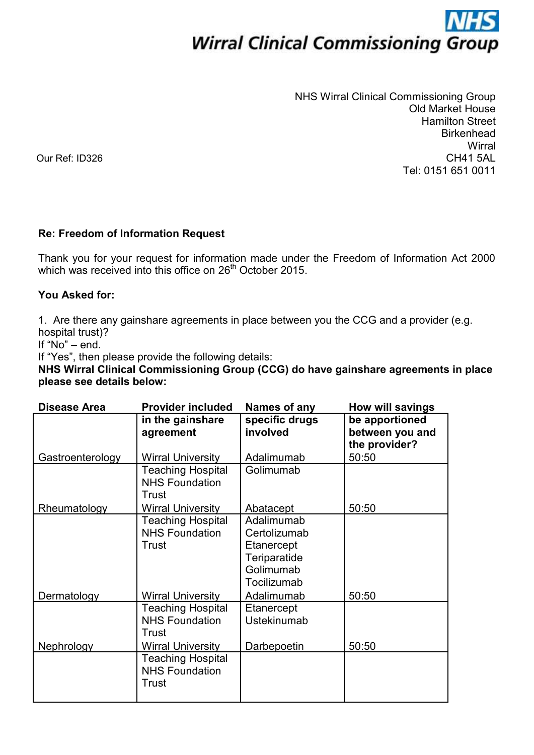**NHS**
**Wirral Clinical Commissioning Group**

NHS Wirral Clinical Commissioning Group
Old Market House
Hamilton Street
Birkenhead
Wirral
CH41 5AL
Tel: 0151 651 0011

Our Ref: ID326

**Re: Freedom of Information Request**

Thank you for your request for information made under the Freedom of Information Act 2000 which was received into this office on 26th October 2015.

**You Asked for:**

1. Are there any gainshare agreements in place between you the CCG and a provider (e.g. hospital trust)?
If "No" – end.
If "Yes", then please provide the following details:

**NHS Wirral Clinical Commissioning Group (CCG) do have gainshare agreements in place please see details below:**

| Disease Area | Provider included in the gainshare agreement | Names of any specific drugs involved | How will savings be apportioned between you and the provider? |
|---|---|---|---|
| Gastroenterology | Wirral University Teaching Hospital NHS Foundation Trust | Adalimumab<br>Golimumab | 50:50 |
| Rheumatology | Wirral University Teaching Hospital NHS Foundation Trust | Abatacept<br>Adalimumab<br>Certolizumab<br>Etanercept<br>Teriparatide<br>Golimumab<br>Tocilizumab | 50:50 |
| Dermatology | Wirral University Teaching Hospital NHS Foundation Trust | Adalimumab<br>Etanercept<br>Ustekinumab | 50:50 |
| Nephrology | Wirral University Teaching Hospital NHS Foundation Trust | Darbepoetin | 50:50 |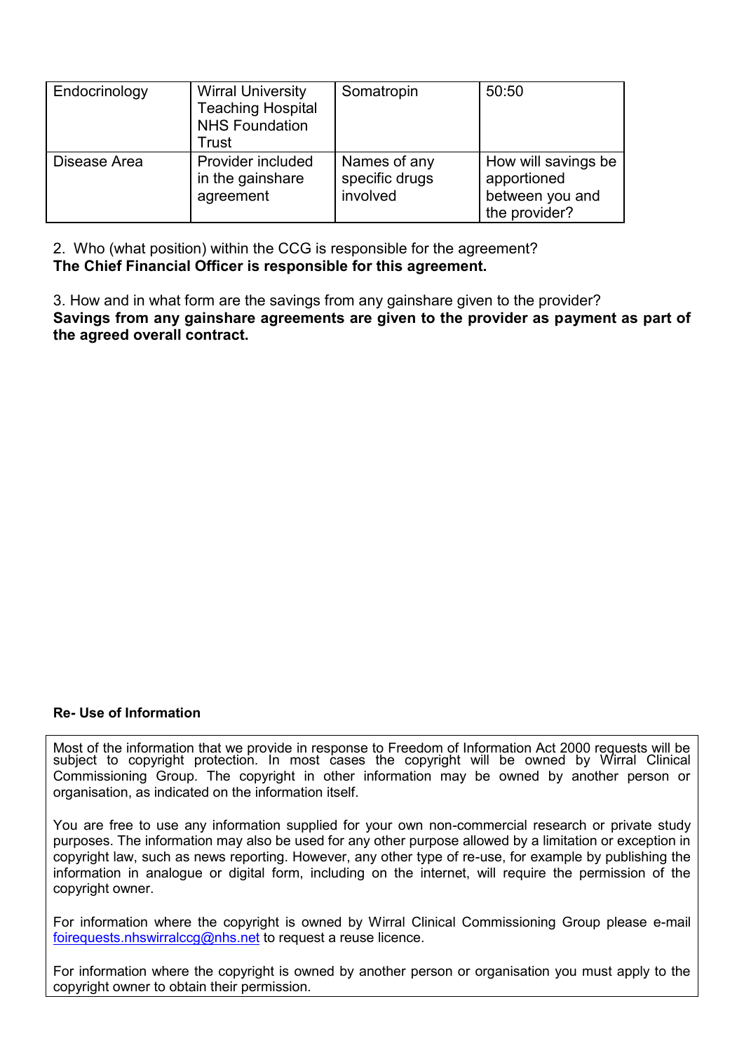| | | | |
|---|---|---|---|
| Endocrinology | Wirral University Teaching Hospital NHS Foundation Trust | Somatropin | 50:50 |
| Disease Area | Provider included in the gainshare agreement | Names of any specific drugs involved | How will savings be apportioned between you and the provider? |

2. Who (what position) within the CCG is responsible for the agreement?
**The Chief Financial Officer is responsible for this agreement.**

3. How and in what form are the savings from any gainshare given to the provider?
**Savings from any gainshare agreements are given to the provider as payment as part of the agreed overall contract.**

**Re- Use of Information**

Most of the information that we provide in response to Freedom of Information Act 2000 requests will be subject to copyright protection. In most cases the copyright will be owned by Wirral Clinical Commissioning Group. The copyright in other information may be owned by another person or organisation, as indicated on the information itself.

You are free to use any information supplied for your own non-commercial research or private study purposes. The information may also be used for any other purpose allowed by a limitation or exception in copyright law, such as news reporting. However, any other type of re-use, for example by publishing the information in analogue or digital form, including on the internet, will require the permission of the copyright owner.

For information where the copyright is owned by Wirral Clinical Commissioning Group please e-mail foirequests.nhswirralccg@nhs.net to request a reuse licence.

For information where the copyright is owned by another person or organisation you must apply to the copyright owner to obtain their permission.